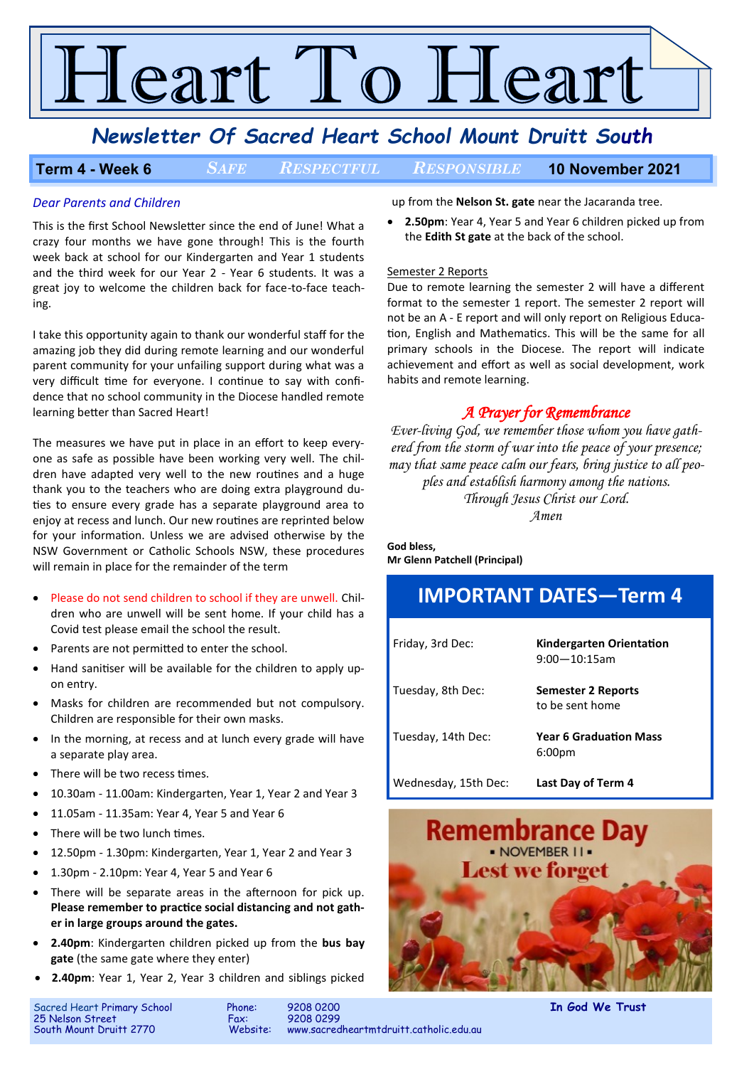# Heart To Heart

## Newsletter Of Sacred Heart School Mount Druitt South

**Term 4 - Week 6** — *SAFE* *RESPECTFUL* *RESPONSIBLE* — **10 November 2021**

*Dear Parents and Children*

This is the first School Newsletter since the end of June! What a crazy four months we have gone through! This is the fourth week back at school for our Kindergarten and Year 1 students and the third week for our Year 2 - Year 6 students. It was a great joy to welcome the children back for face-to-face teaching.

I take this opportunity again to thank our wonderful staff for the amazing job they did during remote learning and our wonderful parent community for your unfailing support during what was a very difficult time for everyone. I continue to say with confidence that no school community in the Diocese handled remote learning better than Sacred Heart!

The measures we have put in place in an effort to keep everyone as safe as possible have been working very well. The children have adapted very well to the new routines and a huge thank you to the teachers who are doing extra playground duties to ensure every grade has a separate playground area to enjoy at recess and lunch. Our new routines are reprinted below for your information. Unless we are advised otherwise by the NSW Government or Catholic Schools NSW, these procedures will remain in place for the remainder of the term

- Please do not send children to school if they are unwell. Children who are unwell will be sent home. If your child has a Covid test please email the school the result.
- Parents are not permitted to enter the school.
- Hand sanitiser will be available for the children to apply upon entry.
- Masks for children are recommended but not compulsory. Children are responsible for their own masks.
- In the morning, at recess and at lunch every grade will have a separate play area.
- There will be two recess times.
- 10.30am - 11.00am: Kindergarten, Year 1, Year 2 and Year 3
- 11.05am - 11.35am: Year 4, Year 5 and Year 6
- There will be two lunch times.
- 12.50pm - 1.30pm: Kindergarten, Year 1, Year 2 and Year 3
- 1.30pm - 2.10pm: Year 4, Year 5 and Year 6
- There will be separate areas in the afternoon for pick up. **Please remember to practice social distancing and not gather in large groups around the gates.**
- **2.40pm**: Kindergarten children picked up from the **bus bay gate** (the same gate where they enter)
- **2.40pm**: Year 1, Year 2, Year 3 children and siblings picked up from the **Nelson St. gate** near the Jacaranda tree.
- **2.50pm**: Year 4, Year 5 and Year 6 children picked up from the **Edith St gate** at the back of the school.

Semester 2 Reports

Due to remote learning the semester 2 will have a different format to the semester 1 report. The semester 2 report will not be an A - E report and will only report on Religious Education, English and Mathematics. This will be the same for all primary schools in the Diocese. The report will indicate achievement and effort as well as social development, work habits and remote learning.

### *A Prayer for Remembrance*

*Ever-living God, we remember those whom you have gathered from the storm of war into the peace of your presence; may that same peace calm our fears, bring justice to all peoples and establish harmony among the nations.*
*Through Jesus Christ our Lord.*
*Amen*

**God bless,**
**Mr Glenn Patchell (Principal)**

## IMPORTANT DATES—Term 4

| | |
|---|---|
| Friday, 3rd Dec: | **Kindergarten Orientation** 9:00—10:15am |
| Tuesday, 8th Dec: | **Semester 2 Reports** to be sent home |
| Tuesday, 14th Dec: | **Year 6 Graduation Mass** 6:00pm |
| Wednesday, 15th Dec: | **Last Day of Term 4** |

Remembrance Day
▪ NOVEMBER 11 ▪
Lest we forget

Sacred Heart Primary School
25 Nelson Street
South Mount Druitt 2770
Phone: 9208 0200
Fax: 9208 0299
Website: www.sacredheartmtdruitt.catholic.edu.au
**In God We Trust**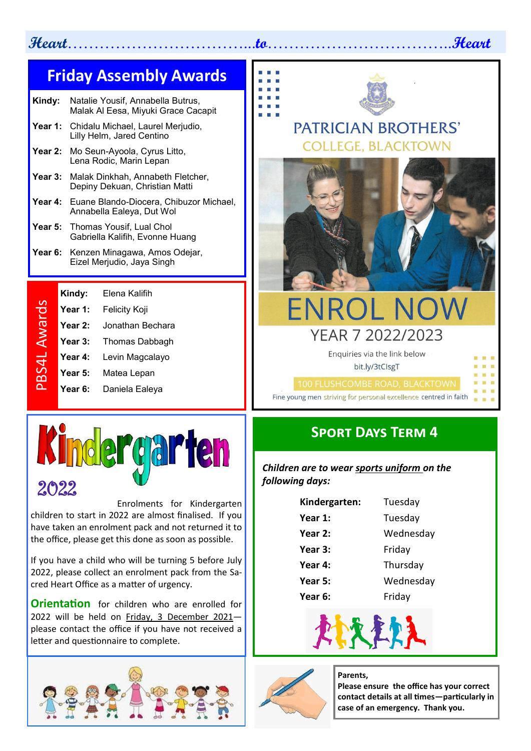## Friday Assembly Awards

**Kindy:** Natalie Yousif, Annabella Butrus, Malak Al Eesa, Miyuki Grace Cacapit

**Year 1:** Chidalu Michael, Laurel Merjudio, Lilly Helm, Jared Centino

**Year 2:** Mo Seun-Ayoola, Cyrus Litto, Lena Rodic, Marin Lepan

**Year 3:** Malak Dinkhah, Annabeth Fletcher, Depiny Dekuan, Christian Matti

**Year 4:** Euane Blando-Diocera, Chibuzor Michael, Annabella Ealeya, Dut Wol

**Year 5:** Thomas Yousif, Lual Chol Gabriella Kalifih, Evonne Huang

**Year 6:** Kenzen Minagawa, Amos Odejar, Eizel Merjudio, Jaya Singh

## PBS4L Awards

| | |
|---|---|
| **Kindy:** | Elena Kalifih |
| **Year 1:** | Felicity Koji |
| **Year 2:** | Jonathan Bechara |
| **Year 3:** | Thomas Dabbagh |
| **Year 4:** | Levin Magcalayo |
| **Year 5:** | Matea Lepan |
| **Year 6:** | Daniela Ealeya |

## Kindergarten 2022

Enrolments for Kindergarten children to start in 2022 are almost finalised. If you have taken an enrolment pack and not returned it to the office, please get this done as soon as possible.

If you have a child who will be turning 5 before July 2022, please collect an enrolment pack from the Sacred Heart Office as a matter of urgency.

**Orientation** for children who are enrolled for 2022 will be held on Friday, 3 December 2021—please contact the office if you have not received a letter and questionnaire to complete.

## PATRICIAN BROTHERS' COLLEGE, BLACKTOWN

# ENROL NOW

YEAR 7 2022/2023

Enquiries via the link below

bit.ly/3tClsgT

100 FLUSHCOMBE ROAD, BLACKTOWN

Fine young men striving for personal excellence centred in faith

## Sport Days Term 4

***Children are to wear sports uniform on the following days:***

| | |
|---|---|
| **Kindergarten:** | Tuesday |
| **Year 1:** | Tuesday |
| **Year 2:** | Wednesday |
| **Year 3:** | Friday |
| **Year 4:** | Thursday |
| **Year 5:** | Wednesday |
| **Year 6:** | Friday |

**Parents,**
**Please ensure the office has your correct contact details at all times—particularly in case of an emergency. Thank you.**